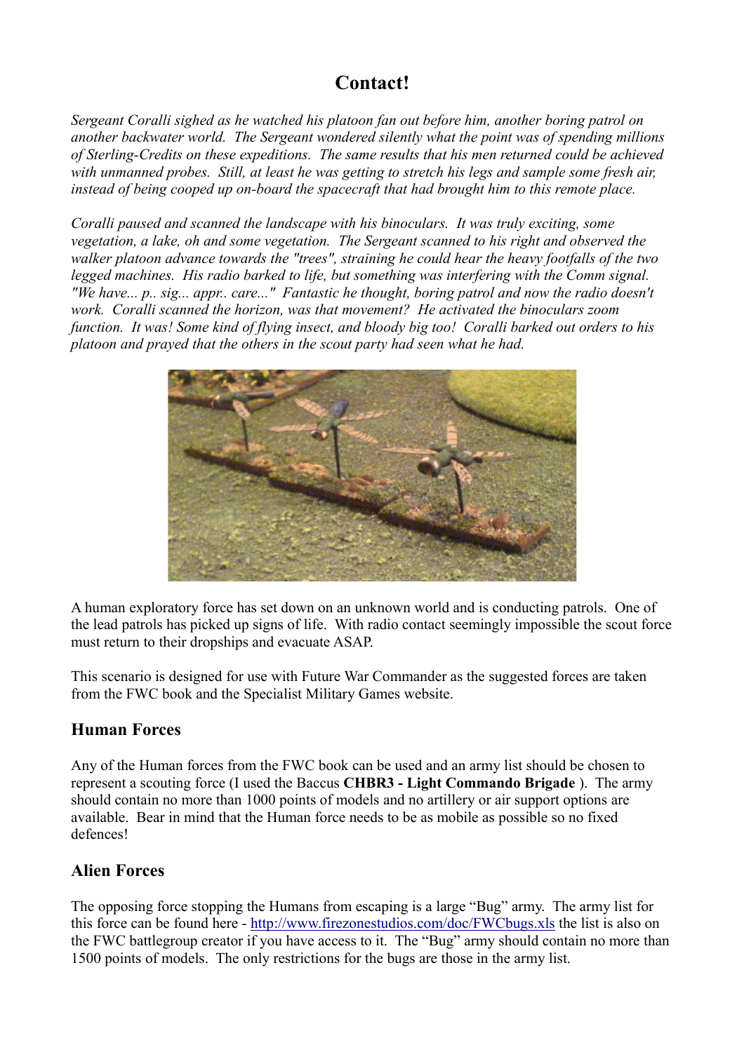# Contact!

*Sergeant Coralli sighed as he watched his platoon fan out before him, another boring patrol on another backwater world. The Sergeant wondered silently what the point was of spending millions of Sterling-Credits on these expeditions. The same results that his men returned could be achieved with unmanned probes. Still, at least he was getting to stretch his legs and sample some fresh air, instead of being cooped up on-board the spacecraft that had brought him to this remote place.*

*Coralli paused and scanned the landscape with his binoculars. It was truly exciting, some vegetation, a lake, oh and some vegetation. The Sergeant scanned to his right and observed the walker platoon advance towards the "trees", straining he could hear the heavy footfalls of the two legged machines. His radio barked to life, but something was interfering with the Comm signal. "We have... p.. sig... appr.. care..." Fantastic he thought, boring patrol and now the radio doesn't work. Coralli scanned the horizon, was that movement? He activated the binoculars zoom function. It was! Some kind of flying insect, and bloody big too! Coralli barked out orders to his platoon and prayed that the others in the scout party had seen what he had.*

A human exploratory force has set down on an unknown world and is conducting patrols. One of the lead patrols has picked up signs of life. With radio contact seemingly impossible the scout force must return to their dropships and evacuate ASAP.

This scenario is designed for use with Future War Commander as the suggested forces are taken from the FWC book and the Specialist Military Games website.

## Human Forces

Any of the Human forces from the FWC book can be used and an army list should be chosen to represent a scouting force (I used the Baccus **CHBR3 - Light Commando Brigade** ). The army should contain no more than 1000 points of models and no artillery or air support options are available. Bear in mind that the Human force needs to be as mobile as possible so no fixed defences!

## Alien Forces

The opposing force stopping the Humans from escaping is a large "Bug" army. The army list for this force can be found here - http://www.firezonestudios.com/doc/FWCbugs.xls the list is also on the FWC battlegroup creator if you have access to it. The "Bug" army should contain no more than 1500 points of models. The only restrictions for the bugs are those in the army list.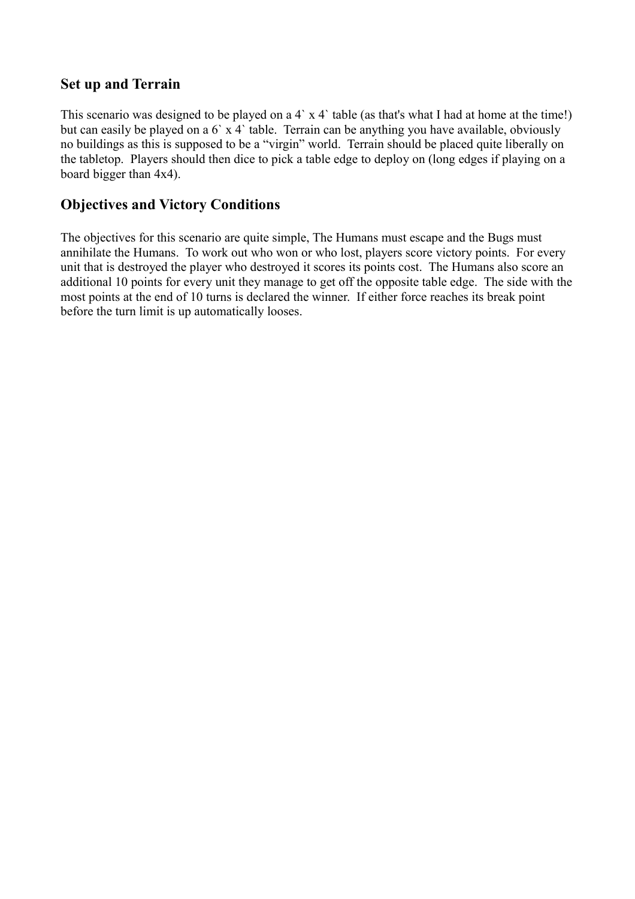## Set up and Terrain

This scenario was designed to be played on a 4` x 4` table (as that's what I had at home at the time!) but can easily be played on a 6` x 4` table. Terrain can be anything you have available, obviously no buildings as this is supposed to be a "virgin" world. Terrain should be placed quite liberally on the tabletop. Players should then dice to pick a table edge to deploy on (long edges if playing on a board bigger than 4x4).

## Objectives and Victory Conditions

The objectives for this scenario are quite simple, The Humans must escape and the Bugs must annihilate the Humans. To work out who won or who lost, players score victory points. For every unit that is destroyed the player who destroyed it scores its points cost. The Humans also score an additional 10 points for every unit they manage to get off the opposite table edge. The side with the most points at the end of 10 turns is declared the winner. If either force reaches its break point before the turn limit is up automatically looses.